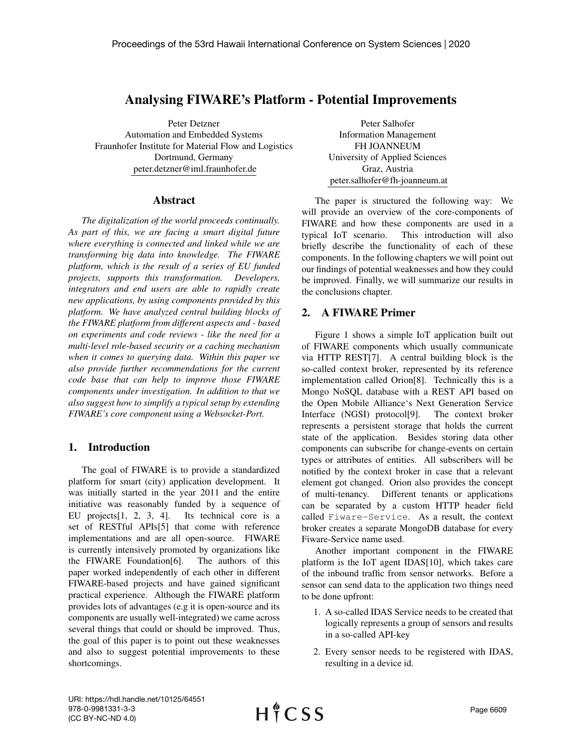# Analysing FIWARE's Platform - Potential Improvements

Peter Detzner
Automation and Embedded Systems
Fraunhofer Institute for Material Flow and Logistics
Dortmund, Germany
peter.detzner@iml.fraunhofer.de

Peter Salhofer
Information Management
FH JOANNEUM
University of Applied Sciences
Graz, Austria
peter.salhofer@fh-joanneum.at

## Abstract

*The digitalization of the world proceeds continually. As part of this, we are facing a smart digital future where everything is connected and linked while we are transforming big data into knowledge. The FIWARE platform, which is the result of a series of EU funded projects, supports this transformation. Developers, integrators and end users are able to rapidly create new applications, by using components provided by this platform. We have analyzed central building blocks of the FIWARE platform from different aspects and - based on experiments and code reviews - like the need for a multi-level role-based security or a caching mechanism when it comes to querying data. Within this paper we also provide further recommendations for the current code base that can help to improve those FIWARE components under investigation. In addition to that we also suggest how to simplify a typical setup by extending FIWARE's core component using a Websocket-Port.*

## 1. Introduction

The goal of FIWARE is to provide a standardized platform for smart (city) application development. It was initially started in the year 2011 and the entire initiative was reasonably funded by a sequence of EU projects[1, 2, 3, 4]. Its technical core is a set of RESTful APIs[5] that come with reference implementations and are all open-source. FIWARE is currently intensively promoted by organizations like the FIWARE Foundation[6]. The authors of this paper worked independently of each other in different FIWARE-based projects and have gained significant practical experience. Although the FIWARE platform provides lots of advantages (e.g it is open-source and its components are usually well-integrated) we came across several things that could or should be improved. Thus, the goal of this paper is to point out these weaknesses and also to suggest potential improvements to these shortcomings.

The paper is structured the following way: We will provide an overview of the core-components of FIWARE and how these components are used in a typical IoT scenario. This introduction will also briefly describe the functionality of each of these components. In the following chapters we will point out our findings of potential weaknesses and how they could be improved. Finally, we will summarize our results in the conclusions chapter.

## 2. A FIWARE Primer

Figure 1 shows a simple IoT application built out of FIWARE components which usually communicate via HTTP REST[7]. A central building block is the so-called context broker, represented by its reference implementation called Orion[8]. Technically this is a Mongo NoSQL database with a REST API based on the Open Mobile Alliance's Next Generation Service Interface (NGSI) protocol[9]. The context broker represents a persistent storage that holds the current state of the application. Besides storing data other components can subscribe for change-events on certain types or attributes of entities. All subscribers will be notified by the context broker in case that a relevant element got changed. Orion also provides the concept of multi-tenancy. Different tenants or applications can be separated by a custom HTTP header field called `Fiware-Service`. As a result, the context broker creates a separate MongoDB database for every Fiware-Service name used.

Another important component in the FIWARE platform is the IoT agent IDAS[10], which takes care of the inbound traffic from sensor networks. Before a sensor can send data to the application two things need to be done upfront:

1. A so-called IDAS Service needs to be created that logically represents a group of sensors and results in a so-called API-key
2. Every sensor needs to be registered with IDAS, resulting in a device id.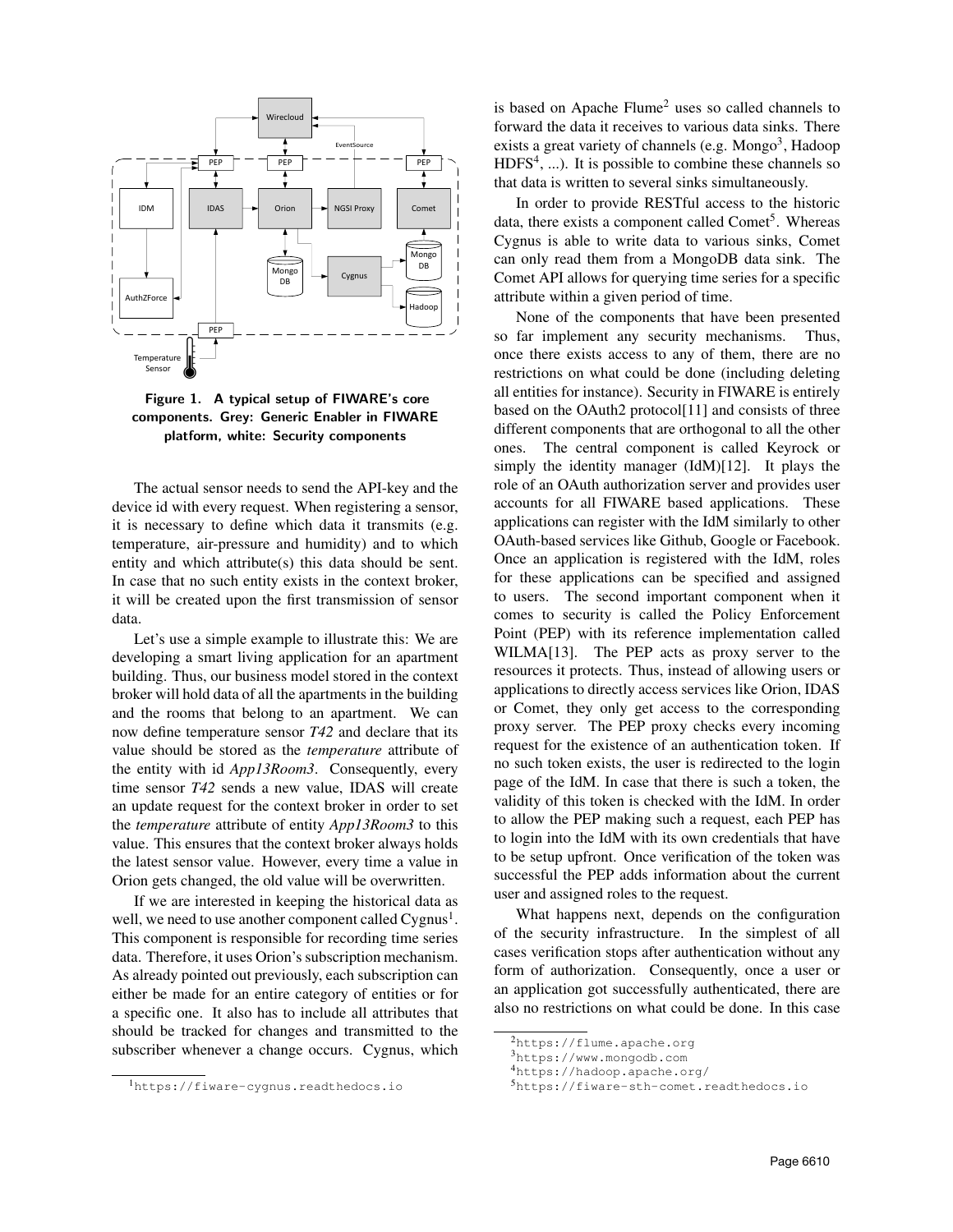**Figure 1. A typical setup of FIWARE's core components. Grey: Generic Enabler in FIWARE platform, white: Security components**

The actual sensor needs to send the API-key and the device id with every request. When registering a sensor, it is necessary to define which data it transmits (e.g. temperature, air-pressure and humidity) and to which entity and which attribute(s) this data should be sent. In case that no such entity exists in the context broker, it will be created upon the first transmission of sensor data.

Let's use a simple example to illustrate this: We are developing a smart living application for an apartment building. Thus, our business model stored in the context broker will hold data of all the apartments in the building and the rooms that belong to an apartment. We can now define temperature sensor *T42* and declare that its value should be stored as the *temperature* attribute of the entity with id *App13Room3*. Consequently, every time sensor *T42* sends a new value, IDAS will create an update request for the context broker in order to set the *temperature* attribute of entity *App13Room3* to this value. This ensures that the context broker always holds the latest sensor value. However, every time a value in Orion gets changed, the old value will be overwritten.

If we are interested in keeping the historical data as well, we need to use another component called Cygnus[1]. This component is responsible for recording time series data. Therefore, it uses Orion's subscription mechanism. As already pointed out previously, each subscription can either be made for an entire category of entities or for a specific one. It also has to include all attributes that should be tracked for changes and transmitted to the subscriber whenever a change occurs. Cygnus, which is based on Apache Flume[2] uses so called channels to forward the data it receives to various data sinks. There exists a great variety of channels (e.g. Mongo[3], Hadoop HDFS[4], ...). It is possible to combine these channels so that data is written to several sinks simultaneously.

In order to provide RESTful access to the historic data, there exists a component called Comet[5]. Whereas Cygnus is able to write data to various sinks, Comet can only read them from a MongoDB data sink. The Comet API allows for querying time series for a specific attribute within a given period of time.

None of the components that have been presented so far implement any security mechanisms. Thus, once there exists access to any of them, there are no restrictions on what could be done (including deleting all entities for instance). Security in FIWARE is entirely based on the OAuth2 protocol[11] and consists of three different components that are orthogonal to all the other ones. The central component is called Keyrock or simply the identity manager (IdM)[12]. It plays the role of an OAuth authorization server and provides user accounts for all FIWARE based applications. These applications can register with the IdM similarly to other OAuth-based services like Github, Google or Facebook. Once an application is registered with the IdM, roles for these applications can be specified and assigned to users. The second important component when it comes to security is called the Policy Enforcement Point (PEP) with its reference implementation called WILMA[13]. The PEP acts as proxy server to the resources it protects. Thus, instead of allowing users or applications to directly access services like Orion, IDAS or Comet, they only get access to the corresponding proxy server. The PEP proxy checks every incoming request for the existence of an authentication token. If no such token exists, the user is redirected to the login page of the IdM. In case that there is such a token, the validity of this token is checked with the IdM. In order to allow the PEP making such a request, each PEP has to login into the IdM with its own credentials that have to be setup upfront. Once verification of the token was successful the PEP adds information about the current user and assigned roles to the request.

What happens next, depends on the configuration of the security infrastructure. In the simplest of all cases verification stops after authentication without any form of authorization. Consequently, once a user or an application got successfully authenticated, there are also no restrictions on what could be done. In this case

[1] https://fiware-cygnus.readthedocs.io

[2] https://flume.apache.org

[3] https://www.mongodb.com

[4] https://hadoop.apache.org/

[5] https://fiware-sth-comet.readthedocs.io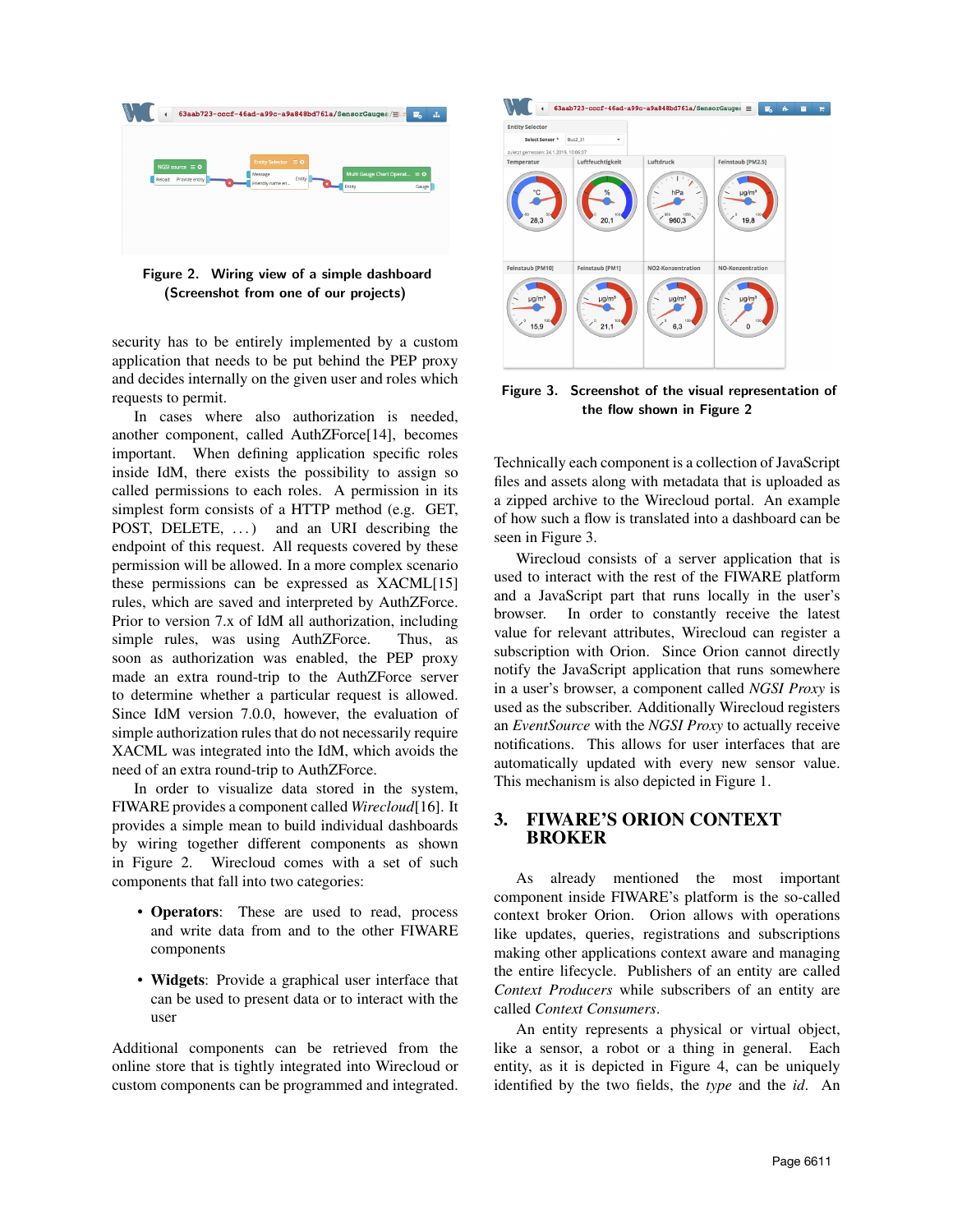Figure 2. Wiring view of a simple dashboard (Screenshot from one of our projects)

security has to be entirely implemented by a custom application that needs to be put behind the PEP proxy and decides internally on the given user and roles which requests to permit.

In cases where also authorization is needed, another component, called AuthZForce[14], becomes important. When defining application specific roles inside IdM, there exists the possibility to assign so called permissions to each roles. A permission in its simplest form consists of a HTTP method (e.g. GET, POST, DELETE, ...) and an URI describing the endpoint of this request. All requests covered by these permission will be allowed. In a more complex scenario these permissions can be expressed as XACML[15] rules, which are saved and interpreted by AuthZForce. Prior to version 7.x of IdM all authorization, including simple rules, was using AuthZForce. Thus, as soon as authorization was enabled, the PEP proxy made an extra round-trip to the AuthZForce server to determine whether a particular request is allowed. Since IdM version 7.0.0, however, the evaluation of simple authorization rules that do not necessarily require XACML was integrated into the IdM, which avoids the need of an extra round-trip to AuthZForce.

In order to visualize data stored in the system, FIWARE provides a component called *Wirecloud*[16]. It provides a simple mean to build individual dashboards by wiring together different components as shown in Figure 2. Wirecloud comes with a set of such components that fall into two categories:

- **Operators**: These are used to read, process and write data from and to the other FIWARE components
- **Widgets**: Provide a graphical user interface that can be used to present data or to interact with the user

Additional components can be retrieved from the online store that is tightly integrated into Wirecloud or custom components can be programmed and integrated.

Figure 3. Screenshot of the visual representation of the flow shown in Figure 2

Technically each component is a collection of JavaScript files and assets along with metadata that is uploaded as a zipped archive to the Wirecloud portal. An example of how such a flow is translated into a dashboard can be seen in Figure 3.

Wirecloud consists of a server application that is used to interact with the rest of the FIWARE platform and a JavaScript part that runs locally in the user's browser. In order to constantly receive the latest value for relevant attributes, Wirecloud can register a subscription with Orion. Since Orion cannot directly notify the JavaScript application that runs somewhere in a user's browser, a component called *NGSI Proxy* is used as the subscriber. Additionally Wirecloud registers an *EventSource* with the *NGSI Proxy* to actually receive notifications. This allows for user interfaces that are automatically updated with every new sensor value. This mechanism is also depicted in Figure 1.

## 3. FIWARE'S ORION CONTEXT BROKER

As already mentioned the most important component inside FIWARE's platform is the so-called context broker Orion. Orion allows with operations like updates, queries, registrations and subscriptions making other applications context aware and managing the entire lifecycle. Publishers of an entity are called *Context Producers* while subscribers of an entity are called *Context Consumers*.

An entity represents a physical or virtual object, like a sensor, a robot or a thing in general. Each entity, as it is depicted in Figure 4, can be uniquely identified by the two fields, the *type* and the *id*. An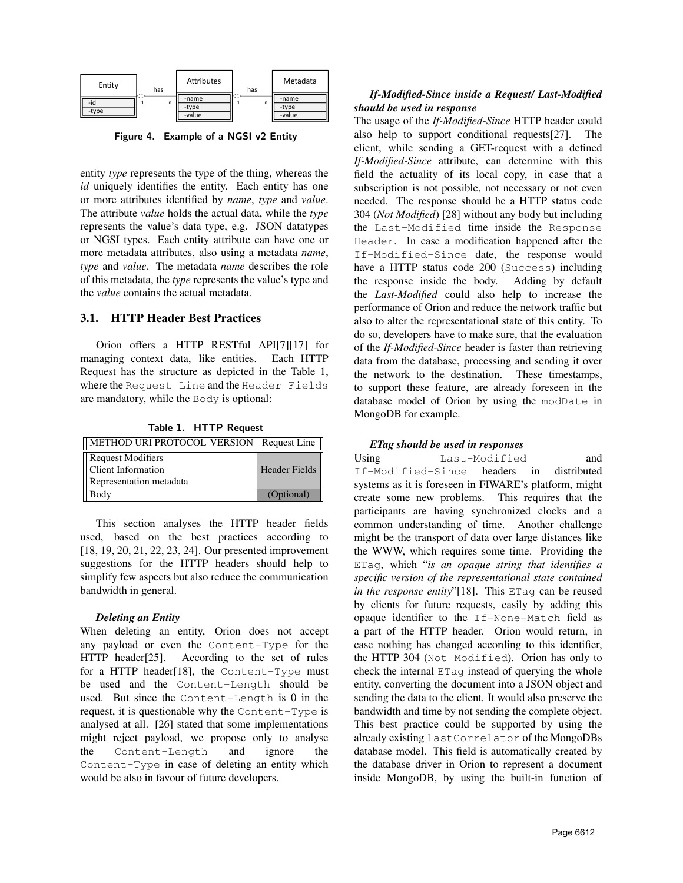Figure 4. Example of a NGSI v2 Entity

entity *type* represents the type of the thing, whereas the *id* uniquely identifies the entity. Each entity has one or more attributes identified by *name*, *type* and *value*. The attribute *value* holds the actual data, while the *type* represents the value's data type, e.g. JSON datatypes or NGSI types. Each entity attribute can have one or more metadata attributes, also using a metadata *name*, *type* and *value*. The metadata *name* describes the role of this metadata, the *type* represents the value's type and the *value* contains the actual metadata.

## 3.1. HTTP Header Best Practices

Orion offers a HTTP RESTful API[7][17] for managing context data, like entities. Each HTTP Request has the structure as depicted in the Table 1, where the `Request Line` and the `Header Fields` are mandatory, while the `Body` is optional:

Table 1. HTTP Request

| | |
|---|---|
| METHOD URI PROTOCOL_VERSION | Request Line |
| Request Modifiers<br>Client Information<br>Representation metadata | Header Fields |
| Body | (Optional) |

This section analyses the HTTP header fields used, based on the best practices according to [18, 19, 20, 21, 22, 23, 24]. Our presented improvement suggestions for the HTTP headers should help to simplify few aspects but also reduce the communication bandwidth in general.

***Deleting an Entity***

When deleting an entity, Orion does not accept any payload or even the `Content-Type` for the HTTP header[25]. According to the set of rules for a HTTP header[18], the `Content-Type` must be used and the `Content-Length` should be used. But since the `Content-Length` is 0 in the request, it is questionable why the `Content-Type` is analysed at all. [26] stated that some implementations might reject payload, we propose only to analyse the `Content-Length` and ignore the `Content-Type` in case of deleting an entity which would be also in favour of future developers.

***If-Modified-Since inside a Request/ Last-Modified should be used in response***

The usage of the *If-Modified-Since* HTTP header could also help to support conditional requests[27]. The client, while sending a GET-request with a defined *If-Modified-Since* attribute, can determine with this field the actuality of its local copy, in case that a subscription is not possible, not necessary or not even needed. The response should be a HTTP status code 304 (*Not Modified*) [28] without any body but including the `Last-Modified` time inside the `Response Header`. In case a modification happened after the `If-Modified-Since` date, the response would have a HTTP status code 200 (`Success`) including the response inside the body. Adding by default the *Last-Modified* could also help to increase the performance of Orion and reduce the network traffic but also to alter the representational state of this entity. To do so, developers have to make sure, that the evaluation of the *If-Modified-Since* header is faster than retrieving data from the database, processing and sending it over the network to the destination. These timestamps, to support these feature, are already foreseen in the database model of Orion by using the `modDate` in MongoDB for example.

***ETag should be used in responses***

Using `Last-Modified` and `If-Modified-Since` headers in distributed systems as it is foreseen in FIWARE's platform, might create some new problems. This requires that the participants are having synchronized clocks and a common understanding of time. Another challenge might be the transport of data over large distances like the WWW, which requires some time. Providing the `ETag`, which "*is an opaque string that identifies a specific version of the representational state contained in the response entity*"[18]. This `ETag` can be reused by clients for future requests, easily by adding this opaque identifier to the `If-None-Match` field as a part of the HTTP header. Orion would return, in case nothing has changed according to this identifier, the HTTP 304 (`Not Modified`). Orion has only to check the internal `ETag` instead of querying the whole entity, converting the document into a JSON object and sending the data to the client. It would also preserve the bandwidth and time by not sending the complete object. This best practice could be supported by using the already existing `lastCorrelator` of the MongoDBs database model. This field is automatically created by the database driver in Orion to represent a document inside MongoDB, by using the built-in function of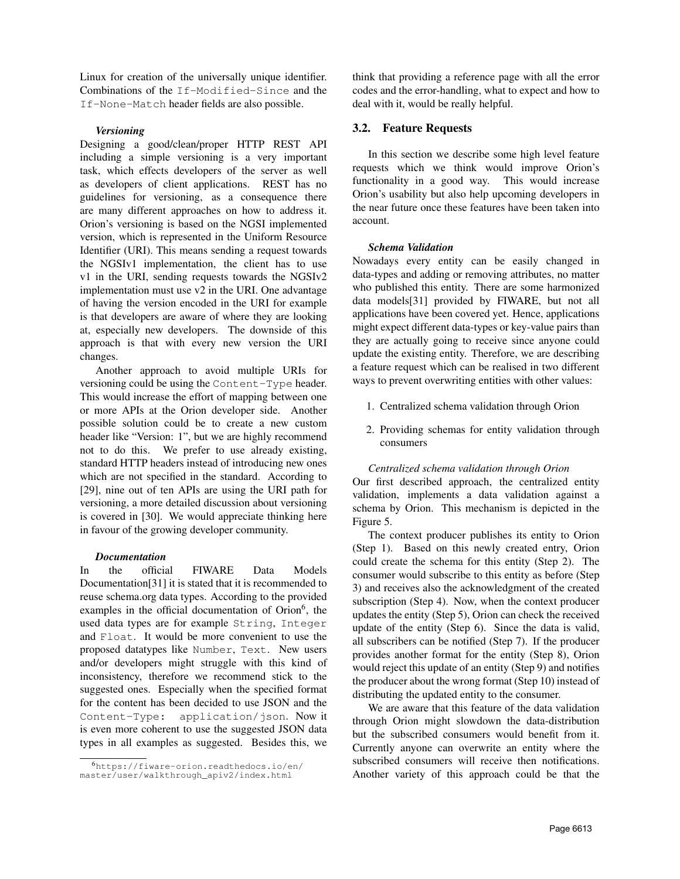Linux for creation of the universally unique identifier. Combinations of the `If-Modified-Since` and the `If-None-Match` header fields are also possible.

***Versioning***

Designing a good/clean/proper HTTP REST API including a simple versioning is a very important task, which effects developers of the server as well as developers of client applications. REST has no guidelines for versioning, as a consequence there are many different approaches on how to address it. Orion's versioning is based on the NGSI implemented version, which is represented in the Uniform Resource Identifier (URI). This means sending a request towards the NGSIv1 implementation, the client has to use v1 in the URI, sending requests towards the NGSIv2 implementation must use v2 in the URI. One advantage of having the version encoded in the URI for example is that developers are aware of where they are looking at, especially new developers. The downside of this approach is that with every new version the URI changes.

Another approach to avoid multiple URIs for versioning could be using the `Content-Type` header. This would increase the effort of mapping between one or more APIs at the Orion developer side. Another possible solution could be to create a new custom header like "Version: 1", but we are highly recommend not to do this. We prefer to use already existing, standard HTTP headers instead of introducing new ones which are not specified in the standard. According to [29], nine out of ten APIs are using the URI path for versioning, a more detailed discussion about versioning is covered in [30]. We would appreciate thinking here in favour of the growing developer community.

***Documentation***

In the official FIWARE Data Models Documentation[31] it is stated that it is recommended to reuse schema.org data types. According to the provided examples in the official documentation of Orion[6], the used data types are for example `String`, `Integer` and `Float`. It would be more convenient to use the proposed datatypes like `Number`, `Text`. New users and/or developers might struggle with this kind of inconsistency, therefore we recommend stick to the suggested ones. Especially when the specified format for the content has been decided to use JSON and the `Content-Type: application/json`. Now it is even more coherent to use the suggested JSON data types in all examples as suggested. Besides this, we think that providing a reference page with all the error codes and the error-handling, what to expect and how to deal with it, would be really helpful.

[6] https://fiware-orion.readthedocs.io/en/master/user/walkthrough_apiv2/index.html

## 3.2. Feature Requests

In this section we describe some high level feature requests which we think would improve Orion's functionality in a good way. This would increase Orion's usability but also help upcoming developers in the near future once these features have been taken into account.

***Schema Validation***

Nowadays every entity can be easily changed in data-types and adding or removing attributes, no matter who published this entity. There are some harmonized data models[31] provided by FIWARE, but not all applications have been covered yet. Hence, applications might expect different data-types or key-value pairs than they are actually going to receive since anyone could update the existing entity. Therefore, we are describing a feature request which can be realised in two different ways to prevent overwriting entities with other values:

1. Centralized schema validation through Orion
2. Providing schemas for entity validation through consumers

*Centralized schema validation through Orion*

Our first described approach, the centralized entity validation, implements a data validation against a schema by Orion. This mechanism is depicted in the Figure 5.

The context producer publishes its entity to Orion (Step 1). Based on this newly created entry, Orion could create the schema for this entity (Step 2). The consumer would subscribe to this entity as before (Step 3) and receives also the acknowledgment of the created subscription (Step 4). Now, when the context producer updates the entity (Step 5), Orion can check the received update of the entity (Step 6). Since the data is valid, all subscribers can be notified (Step 7). If the producer provides another format for the entity (Step 8), Orion would reject this update of an entity (Step 9) and notifies the producer about the wrong format (Step 10) instead of distributing the updated entity to the consumer.

We are aware that this feature of the data validation through Orion might slowdown the data-distribution but the subscribed consumers would benefit from it. Currently anyone can overwrite an entity where the subscribed consumers will receive then notifications. Another variety of this approach could be that the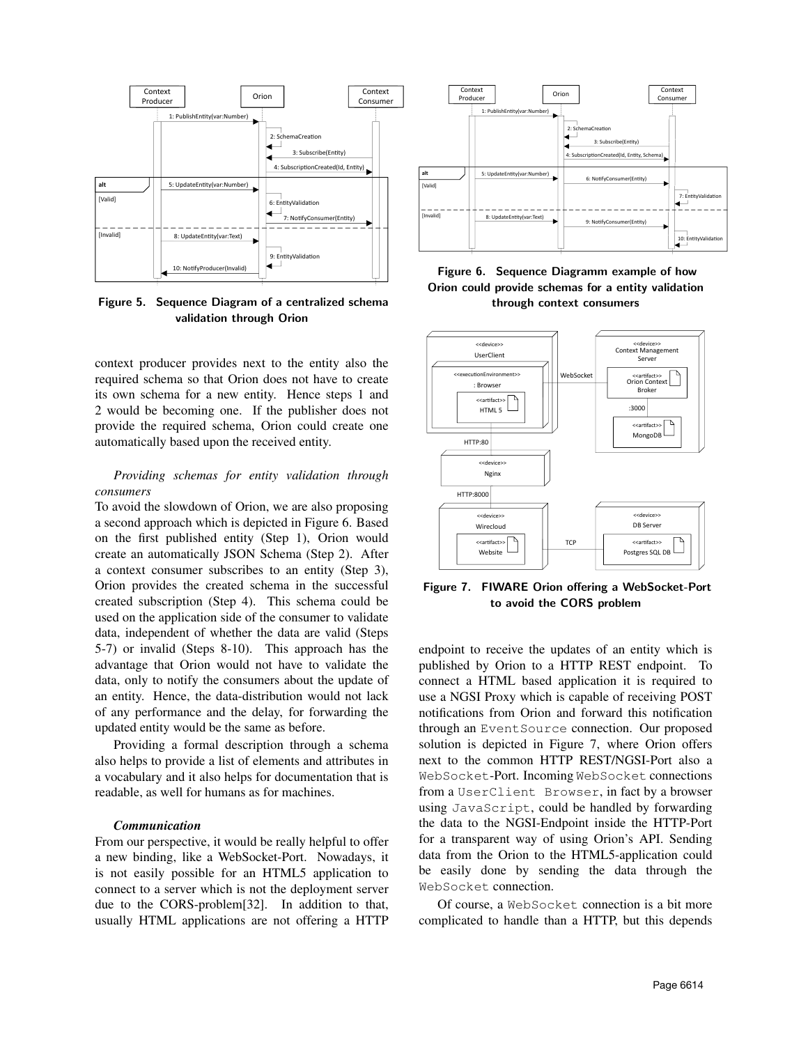Figure 5. Sequence Diagram of a centralized schema validation through Orion

context producer provides next to the entity also the required schema so that Orion does not have to create its own schema for a new entity. Hence steps 1 and 2 would be becoming one. If the publisher does not provide the required schema, Orion could create one automatically based upon the received entity.

*Providing schemas for entity validation through consumers*

To avoid the slowdown of Orion, we are also proposing a second approach which is depicted in Figure 6. Based on the first published entity (Step 1), Orion would create an automatically JSON Schema (Step 2). After a context consumer subscribes to an entity (Step 3), Orion provides the created schema in the successful created subscription (Step 4). This schema could be used on the application side of the consumer to validate data, independent of whether the data are valid (Steps 5-7) or invalid (Steps 8-10). This approach has the advantage that Orion would not have to validate the data, only to notify the consumers about the update of an entity. Hence, the data-distribution would not lack of any performance and the delay, for forwarding the updated entity would be the same as before.

Providing a formal description through a schema also helps to provide a list of elements and attributes in a vocabulary and it also helps for documentation that is readable, as well for humans as for machines.

***Communication***

From our perspective, it would be really helpful to offer a new binding, like a WebSocket-Port. Nowadays, it is not easily possible for an HTML5 application to connect to a server which is not the deployment server due to the CORS-problem[32]. In addition to that, usually HTML applications are not offering a HTTP endpoint to receive the updates of an entity which is published by Orion to a HTTP REST endpoint. To connect a HTML based application it is required to use a NGSI Proxy which is capable of receiving POST notifications from Orion and forward this notification through an `EventSource` connection. Our proposed solution is depicted in Figure 7, where Orion offers next to the common HTTP REST/NGSI-Port also a `WebSocket`-Port. Incoming `WebSocket` connections from a `UserClient Browser`, in fact by a browser using `JavaScript`, could be handled by forwarding the data to the NGSI-Endpoint inside the HTTP-Port for a transparent way of using Orion's API. Sending data from the Orion to the HTML5-application could be easily done by sending the data through the `WebSocket` connection.

Figure 6. Sequence Diagramm example of how Orion could provide schemas for a entity validation through context consumers

Figure 7. FIWARE Orion offering a WebSocket-Port to avoid the CORS problem

Of course, a `WebSocket` connection is a bit more complicated to handle than a HTTP, but this depends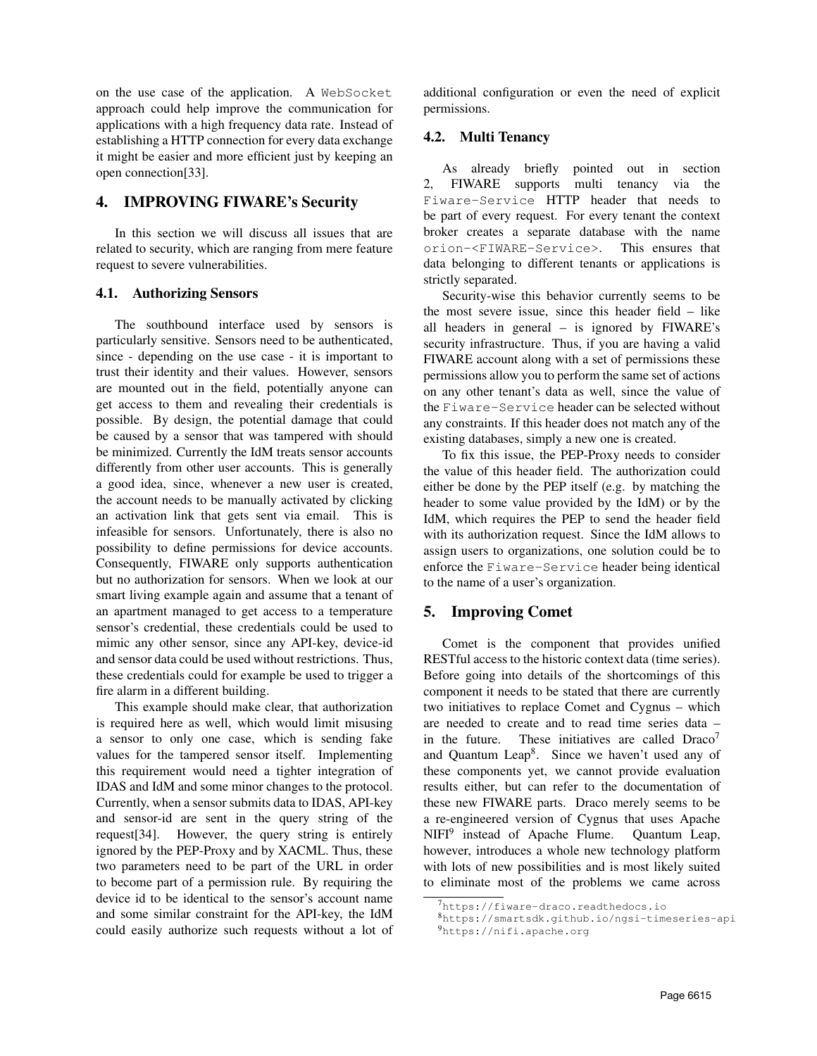on the use case of the application. A WebSocket approach could help improve the communication for applications with a high frequency data rate. Instead of establishing a HTTP connection for every data exchange it might be easier and more efficient just by keeping an open connection[33].

## 4. IMPROVING FIWARE's Security

In this section we will discuss all issues that are related to security, which are ranging from mere feature request to severe vulnerabilities.

### 4.1. Authorizing Sensors

The southbound interface used by sensors is particularly sensitive. Sensors need to be authenticated, since - depending on the use case - it is important to trust their identity and their values. However, sensors are mounted out in the field, potentially anyone can get access to them and revealing their credentials is possible. By design, the potential damage that could be caused by a sensor that was tampered with should be minimized. Currently the IdM treats sensor accounts differently from other user accounts. This is generally a good idea, since, whenever a new user is created, the account needs to be manually activated by clicking an activation link that gets sent via email. This is infeasible for sensors. Unfortunately, there is also no possibility to define permissions for device accounts. Consequently, FIWARE only supports authentication but no authorization for sensors. When we look at our smart living example again and assume that a tenant of an apartment managed to get access to a temperature sensor's credential, these credentials could be used to mimic any other sensor, since any API-key, device-id and sensor data could be used without restrictions. Thus, these credentials could for example be used to trigger a fire alarm in a different building.

This example should make clear, that authorization is required here as well, which would limit misusing a sensor to only one case, which is sending fake values for the tampered sensor itself. Implementing this requirement would need a tighter integration of IDAS and IdM and some minor changes to the protocol. Currently, when a sensor submits data to IDAS, API-key and sensor-id are sent in the query string of the request[34]. However, the query string is entirely ignored by the PEP-Proxy and by XACML. Thus, these two parameters need to be part of the URL in order to become part of a permission rule. By requiring the device id to be identical to the sensor's account name and some similar constraint for the API-key, the IdM could easily authorize such requests without a lot of additional configuration or even the need of explicit permissions.

### 4.2. Multi Tenancy

As already briefly pointed out in section 2, FIWARE supports multi tenancy via the Fiware-Service HTTP header that needs to be part of every request. For every tenant the context broker creates a separate database with the name orion-<FIWARE-Service>. This ensures that data belonging to different tenants or applications is strictly separated.

Security-wise this behavior currently seems to be the most severe issue, since this header field – like all headers in general – is ignored by FIWARE's security infrastructure. Thus, if you are having a valid FIWARE account along with a set of permissions these permissions allow you to perform the same set of actions on any other tenant's data as well, since the value of the Fiware-Service header can be selected without any constraints. If this header does not match any of the existing databases, simply a new one is created.

To fix this issue, the PEP-Proxy needs to consider the value of this header field. The authorization could either be done by the PEP itself (e.g. by matching the header to some value provided by the IdM) or by the IdM, which requires the PEP to send the header field with its authorization request. Since the IdM allows to assign users to organizations, one solution could be to enforce the Fiware-Service header being identical to the name of a user's organization.

## 5. Improving Comet

Comet is the component that provides unified RESTful access to the historic context data (time series). Before going into details of the shortcomings of this component it needs to be stated that there are currently two initiatives to replace Comet and Cygnus – which are needed to create and to read time series data – in the future. These initiatives are called Draco[7] and Quantum Leap[8]. Since we haven't used any of these components yet, we cannot provide evaluation results either, but can refer to the documentation of these new FIWARE parts. Draco merely seems to be a re-engineered version of Cygnus that uses Apache NIFI[9] instead of Apache Flume. Quantum Leap, however, introduces a whole new technology platform with lots of new possibilities and is most likely suited to eliminate most of the problems we came across

[7] https://fiware-draco.readthedocs.io
[8] https://smartsdk.github.io/ngsi-timeseries-api
[9] https://nifi.apache.org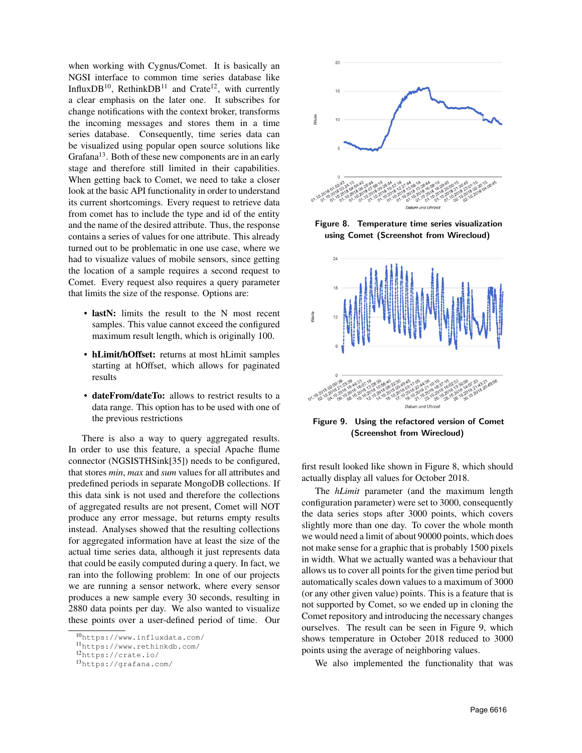when working with Cygnus/Comet. It is basically an NGSI interface to common time series database like InfluxDB[10], RethinkDB[11] and Crate[12], with currently a clear emphasis on the later one. It subscribes for change notifications with the context broker, transforms the incoming messages and stores them in a time series database. Consequently, time series data can be visualized using popular open source solutions like Grafana[13]. Both of these new components are in an early stage and therefore still limited in their capabilities. When getting back to Comet, we need to take a closer look at the basic API functionality in order to understand its current shortcomings. Every request to retrieve data from comet has to include the type and id of the entity and the name of the desired attribute. Thus, the response contains a series of values for one attribute. This already turned out to be problematic in one use case, where we had to visualize values of mobile sensors, since getting the location of a sample requires a second request to Comet. Every request also requires a query parameter that limits the size of the response. Options are:

- **lastN:** limits the result to the N most recent samples. This value cannot exceed the configured maximum result length, which is originally 100.
- **hLimit/hOffset:** returns at most hLimit samples starting at hOffset, which allows for paginated results
- **dateFrom/dateTo:** allows to restrict results to a data range. This option has to be used with one of the previous restrictions

There is also a way to query aggregated results. In order to use this feature, a special Apache flume connector (NGSISTHSink[35]) needs to be configured, that stores *min*, *max* and *sum* values for all attributes and predefined periods in separate MongoDB collections. If this data sink is not used and therefore the collections of aggregated results are not present, Comet will NOT produce any error message, but returns empty results instead. Analyses showed that the resulting collections for aggregated information have at least the size of the actual time series data, although it just represents data that could be easily computed during a query. In fact, we ran into the following problem: In one of our projects we are running a sensor network, where every sensor produces a new sample every 30 seconds, resulting in 2880 data points per day. We also wanted to visualize these points over a user-defined period of time. Our first result looked like shown in Figure 8, which should actually display all values for October 2018.

**Figure 8. Temperature time series visualization using Comet (Screenshot from Wirecloud)**

**Figure 9. Using the refactored version of Comet (Screenshot from Wirecloud)**

The *hLimit* parameter (and the maximum length configuration parameter) were set to 3000, consequently the data series stops after 3000 points, which covers slightly more than one day. To cover the whole month we would need a limit of about 90000 points, which does not make sense for a graphic that is probably 1500 pixels in width. What we actually wanted was a behaviour that allows us to cover all points for the given time period but automatically scales down values to a maximum of 3000 (or any other given value) points. This is a feature that is not supported by Comet, so we ended up in cloning the Comet repository and introducing the necessary changes ourselves. The result can be seen in Figure 9, which shows temperature in October 2018 reduced to 3000 points using the average of neighboring values.

We also implemented the functionality that was

[10] https://www.influxdata.com/
[11] https://www.rethinkdb.com/
[12] https://crate.io/
[13] https://grafana.com/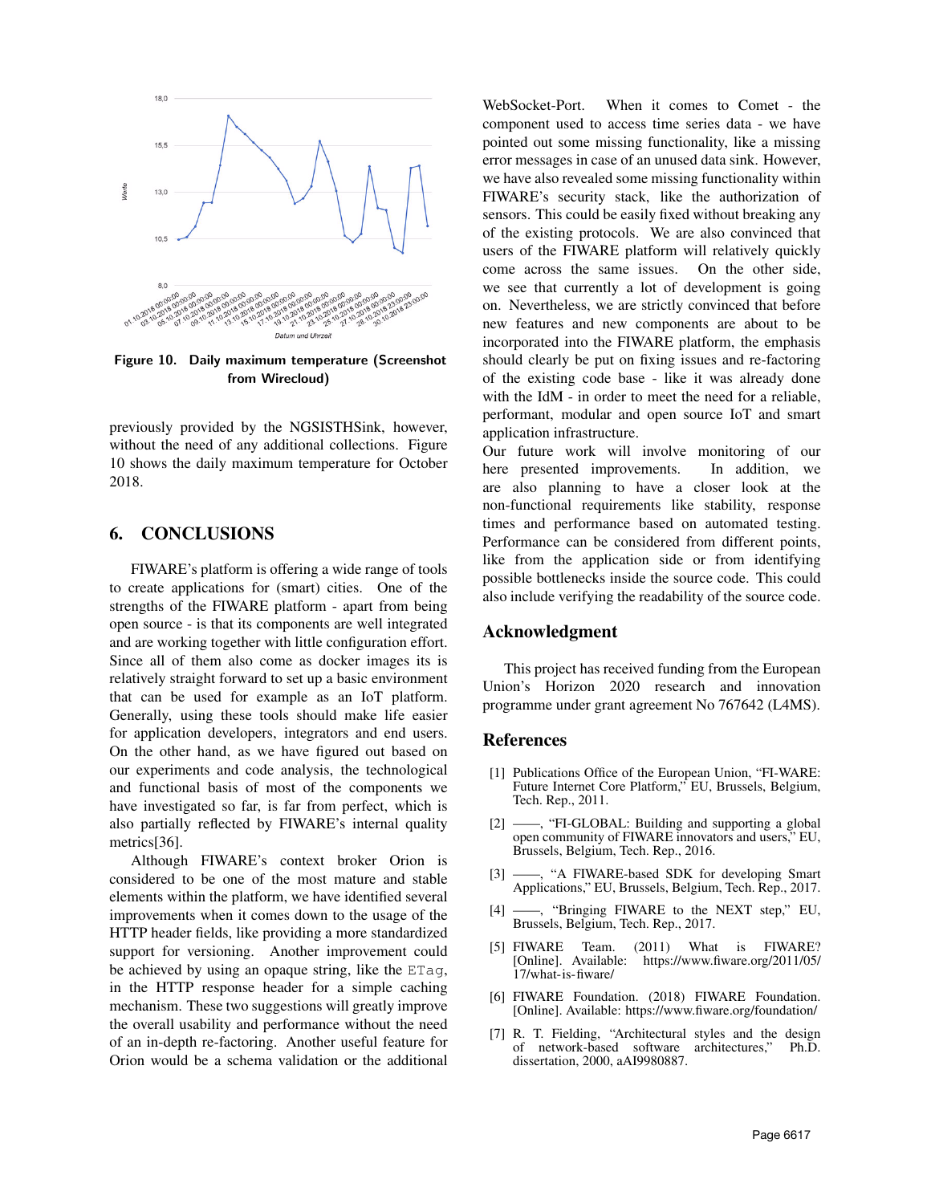Figure 10. Daily maximum temperature (Screenshot from Wirecloud)

previously provided by the NGSISTHSink, however, without the need of any additional collections. Figure 10 shows the daily maximum temperature for October 2018.

## 6. CONCLUSIONS

FIWARE's platform is offering a wide range of tools to create applications for (smart) cities. One of the strengths of the FIWARE platform - apart from being open source - is that its components are well integrated and are working together with little configuration effort. Since all of them also come as docker images its is relatively straight forward to set up a basic environment that can be used for example as an IoT platform. Generally, using these tools should make life easier for application developers, integrators and end users. On the other hand, as we have figured out based on our experiments and code analysis, the technological and functional basis of most of the components we have investigated so far, is far from perfect, which is also partially reflected by FIWARE's internal quality metrics[36].

Although FIWARE's context broker Orion is considered to be one of the most mature and stable elements within the platform, we have identified several improvements when it comes down to the usage of the HTTP header fields, like providing a more standardized support for versioning. Another improvement could be achieved by using an opaque string, like the `ETag`, in the HTTP response header for a simple caching mechanism. These two suggestions will greatly improve the overall usability and performance without the need of an in-depth re-factoring. Another useful feature for Orion would be a schema validation or the additional WebSocket-Port. When it comes to Comet - the component used to access time series data - we have pointed out some missing functionality, like a missing error messages in case of an unused data sink. However, we have also revealed some missing functionality within FIWARE's security stack, like the authorization of sensors. This could be easily fixed without breaking any of the existing protocols. We are also convinced that users of the FIWARE platform will relatively quickly come across the same issues. On the other side, we see that currently a lot of development is going on. Nevertheless, we are strictly convinced that before new features and new components are about to be incorporated into the FIWARE platform, the emphasis should clearly be put on fixing issues and re-factoring of the existing code base - like it was already done with the IdM - in order to meet the need for a reliable, performant, modular and open source IoT and smart application infrastructure.

Our future work will involve monitoring of our here presented improvements. In addition, we are also planning to have a closer look at the non-functional requirements like stability, response times and performance based on automated testing. Performance can be considered from different points, like from the application side or from identifying possible bottlenecks inside the source code. This could also include verifying the readability of the source code.

## Acknowledgment

This project has received funding from the European Union's Horizon 2020 research and innovation programme under grant agreement No 767642 (L4MS).

## References

[1] Publications Office of the European Union, "FI-WARE: Future Internet Core Platform," EU, Brussels, Belgium, Tech. Rep., 2011.

[2] ——, "FI-GLOBAL: Building and supporting a global open community of FIWARE innovators and users," EU, Brussels, Belgium, Tech. Rep., 2016.

[3] ——, "A FIWARE-based SDK for developing Smart Applications," EU, Brussels, Belgium, Tech. Rep., 2017.

[4] ——, "Bringing FIWARE to the NEXT step," EU, Brussels, Belgium, Tech. Rep., 2017.

[5] FIWARE Team. (2011) What is FIWARE? [Online]. Available: https://www.fiware.org/2011/05/17/what-is-fiware/

[6] FIWARE Foundation. (2018) FIWARE Foundation. [Online]. Available: https://www.fiware.org/foundation/

[7] R. T. Fielding, "Architectural styles and the design of network-based software architectures," Ph.D. dissertation, 2000, aAI9980887.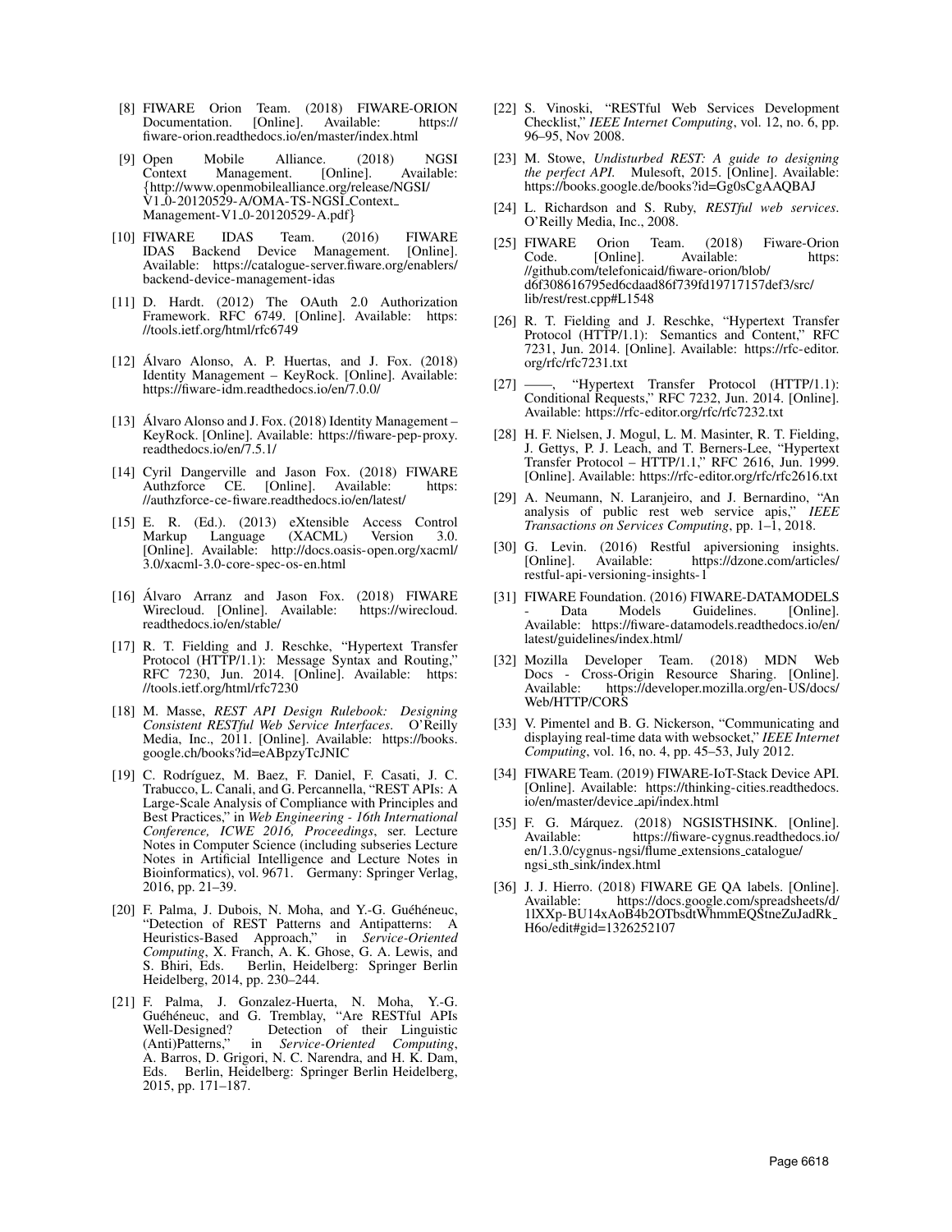[8] FIWARE Orion Team. (2018) FIWARE-ORION Documentation. [Online]. Available: https://fiware-orion.readthedocs.io/en/master/index.html

[9] Open Mobile Alliance. (2018) NGSI Context Management. [Online]. Available: {http://www.openmobilealliance.org/release/NGSI/V1_0-20120529-A/OMA-TS-NGSI_Context_Management-V1_0-20120529-A.pdf}

[10] FIWARE IDAS Team. (2016) FIWARE IDAS Backend Device Management. [Online]. Available: https://catalogue-server.fiware.org/enablers/backend-device-management-idas

[11] D. Hardt. (2012) The OAuth 2.0 Authorization Framework. RFC 6749. [Online]. Available: https://tools.ietf.org/html/rfc6749

[12] Álvaro Alonso, A. P. Huertas, and J. Fox. (2018) Identity Management – KeyRock. [Online]. Available: https://fiware-idm.readthedocs.io/en/7.0.0/

[13] Álvaro Alonso and J. Fox. (2018) Identity Management – KeyRock. [Online]. Available: https://fiware-pep-proxy.readthedocs.io/en/7.5.1/

[14] Cyril Dangerville and Jason Fox. (2018) FIWARE Authzforce CE. [Online]. Available: https://authzforce-ce-fiware.readthedocs.io/en/latest/

[15] E. R. (Ed.). (2013) eXtensible Access Control Markup Language (XACML) Version 3.0. [Online]. Available: http://docs.oasis-open.org/xacml/3.0/xacml-3.0-core-spec-os-en.html

[16] Álvaro Arranz and Jason Fox. (2018) FIWARE Wirecloud. [Online]. Available: https://wirecloud.readthedocs.io/en/stable/

[17] R. T. Fielding and J. Reschke, "Hypertext Transfer Protocol (HTTP/1.1): Message Syntax and Routing," RFC 7230, Jun. 2014. [Online]. Available: https://tools.ietf.org/html/rfc7230

[18] M. Masse, *REST API Design Rulebook: Designing Consistent RESTful Web Service Interfaces*. O'Reilly Media, Inc., 2011. [Online]. Available: https://books.google.ch/books?id=eABpzyTcJNIC

[19] C. Rodríguez, M. Baez, F. Daniel, F. Casati, J. C. Trabucco, L. Canali, and G. Percannella, "REST APIs: A Large-Scale Analysis of Compliance with Principles and Best Practices," in *Web Engineering - 16th International Conference, ICWE 2016, Proceedings*, ser. Lecture Notes in Computer Science (including subseries Lecture Notes in Artificial Intelligence and Lecture Notes in Bioinformatics), vol. 9671. Germany: Springer Verlag, 2016, pp. 21–39.

[20] F. Palma, J. Dubois, N. Moha, and Y.-G. Guéhéneuc, "Detection of REST Patterns and Antipatterns: A Heuristics-Based Approach," in *Service-Oriented Computing*, X. Franch, A. K. Ghose, G. A. Lewis, and S. Bhiri, Eds. Berlin, Heidelberg: Springer Berlin Heidelberg, 2014, pp. 230–244.

[21] F. Palma, J. Gonzalez-Huerta, N. Moha, Y.-G. Guéhéneuc, and G. Tremblay, "Are RESTful APIs Well-Designed? Detection of their Linguistic (Anti)Patterns," in *Service-Oriented Computing*, A. Barros, D. Grigori, N. C. Narendra, and H. K. Dam, Eds. Berlin, Heidelberg: Springer Berlin Heidelberg, 2015, pp. 171–187.

[22] S. Vinoski, "RESTful Web Services Development Checklist," *IEEE Internet Computing*, vol. 12, no. 6, pp. 96–95, Nov 2008.

[23] M. Stowe, *Undisturbed REST: A guide to designing the perfect API*. Mulesoft, 2015. [Online]. Available: https://books.google.de/books?id=Gg0sCgAAQBAJ

[24] L. Richardson and S. Ruby, *RESTful web services*. O'Reilly Media, Inc., 2008.

[25] FIWARE Orion Team. (2018) Fiware-Orion Code. [Online]. Available: https://github.com/telefonicaid/fiware-orion/blob/d6f308616795ed6cdaad86f739fd19717157def3/src/lib/rest/rest.cpp#L1548

[26] R. T. Fielding and J. Reschke, "Hypertext Transfer Protocol (HTTP/1.1): Semantics and Content," RFC 7231, Jun. 2014. [Online]. Available: https://rfc-editor.org/rfc/rfc7231.txt

[27] ——, "Hypertext Transfer Protocol (HTTP/1.1): Conditional Requests," RFC 7232, Jun. 2014. [Online]. Available: https://rfc-editor.org/rfc/rfc7232.txt

[28] H. F. Nielsen, J. Mogul, L. M. Masinter, R. T. Fielding, J. Gettys, P. J. Leach, and T. Berners-Lee, "Hypertext Transfer Protocol – HTTP/1.1," RFC 2616, Jun. 1999. [Online]. Available: https://rfc-editor.org/rfc/rfc2616.txt

[29] A. Neumann, N. Laranjeiro, and J. Bernardino, "An analysis of public rest web service apis," *IEEE Transactions on Services Computing*, pp. 1–1, 2018.

[30] G. Levin. (2016) Restful apiversioning insights. [Online]. Available: https://dzone.com/articles/restful-api-versioning-insights-1

[31] FIWARE Foundation. (2016) FIWARE-DATAMODELS - Data Models Guidelines. [Online]. Available: https://fiware-datamodels.readthedocs.io/en/latest/guidelines/index.html/

[32] Mozilla Developer Team. (2018) MDN Web Docs - Cross-Origin Resource Sharing. [Online]. Available: https://developer.mozilla.org/en-US/docs/Web/HTTP/CORS

[33] V. Pimentel and B. G. Nickerson, "Communicating and displaying real-time data with websocket," *IEEE Internet Computing*, vol. 16, no. 4, pp. 45–53, July 2012.

[34] FIWARE Team. (2019) FIWARE-IoT-Stack Device API. [Online]. Available: https://thinking-cities.readthedocs.io/en/master/device_api/index.html

[35] F. G. Márquez. (2018) NGSISTHSINK. [Online]. Available: https://fiware-cygnus.readthedocs.io/en/1.3.0/cygnus-ngsi/flume_extensions_catalogue/ngsi_sth_sink/index.html

[36] J. J. Hierro. (2018) FIWARE GE QA labels. [Online]. Available: https://docs.google.com/spreadsheets/d/1lXXp-BU14xAoB4b2OTbsdtWhmmEQStneZuJadRk_H6o/edit#gid=1326252107